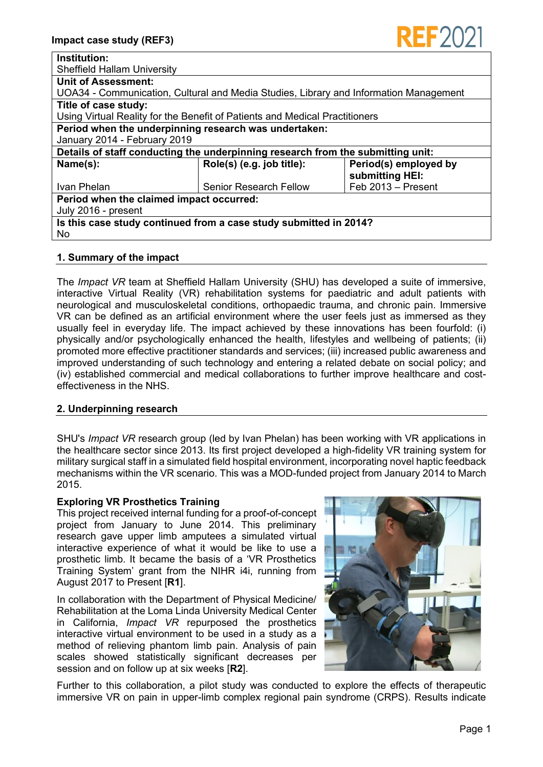Impact case study (REF3)

| **Institution:** | | |
|---|---|---|
| Sheffield Hallam University | | |
| **Unit of Assessment:** | | |
| UOA34 - Communication, Cultural and Media Studies, Library and Information Management | | |
| **Title of case study:** | | |
| Using Virtual Reality for the Benefit of Patients and Medical Practitioners | | |
| **Period when the underpinning research was undertaken:** | | |
| January 2014 - February 2019 | | |
| **Details of staff conducting the underpinning research from the submitting unit:** | | |
| **Name(s):** | **Role(s) (e.g. job title):** | **Period(s) employed by submitting HEI:** |
| Ivan Phelan | Senior Research Fellow | Feb 2013 – Present |
| **Period when the claimed impact occurred:** | | |
| July 2016 - present | | |
| **Is this case study continued from a case study submitted in 2014?** | | |
| No | | |

## 1. Summary of the impact

The *Impact VR* team at Sheffield Hallam University (SHU) has developed a suite of immersive, interactive Virtual Reality (VR) rehabilitation systems for paediatric and adult patients with neurological and musculoskeletal conditions, orthopaedic trauma, and chronic pain. Immersive VR can be defined as an artificial environment where the user feels just as immersed as they usually feel in everyday life. The impact achieved by these innovations has been fourfold: (i) physically and/or psychologically enhanced the health, lifestyles and wellbeing of patients; (ii) promoted more effective practitioner standards and services; (iii) increased public awareness and improved understanding of such technology and entering a related debate on social policy; and (iv) established commercial and medical collaborations to further improve healthcare and cost-effectiveness in the NHS.

## 2. Underpinning research

SHU's *Impact VR* research group (led by Ivan Phelan) has been working with VR applications in the healthcare sector since 2013. Its first project developed a high-fidelity VR training system for military surgical staff in a simulated field hospital environment, incorporating novel haptic feedback mechanisms within the VR scenario. This was a MOD-funded project from January 2014 to March 2015.

**Exploring VR Prosthetics Training**

This project received internal funding for a proof-of-concept project from January to June 2014. This preliminary research gave upper limb amputees a simulated virtual interactive experience of what it would be like to use a prosthetic limb. It became the basis of a 'VR Prosthetics Training System' grant from the NIHR i4i, running from August 2017 to Present [**R1**].

In collaboration with the Department of Physical Medicine/ Rehabilitation at the Loma Linda University Medical Center in California, *Impact VR* repurposed the prosthetics interactive virtual environment to be used in a study as a method of relieving phantom limb pain. Analysis of pain scales showed statistically significant decreases per session and on follow up at six weeks [**R2**].

Further to this collaboration, a pilot study was conducted to explore the effects of therapeutic immersive VR on pain in upper-limb complex regional pain syndrome (CRPS). Results indicate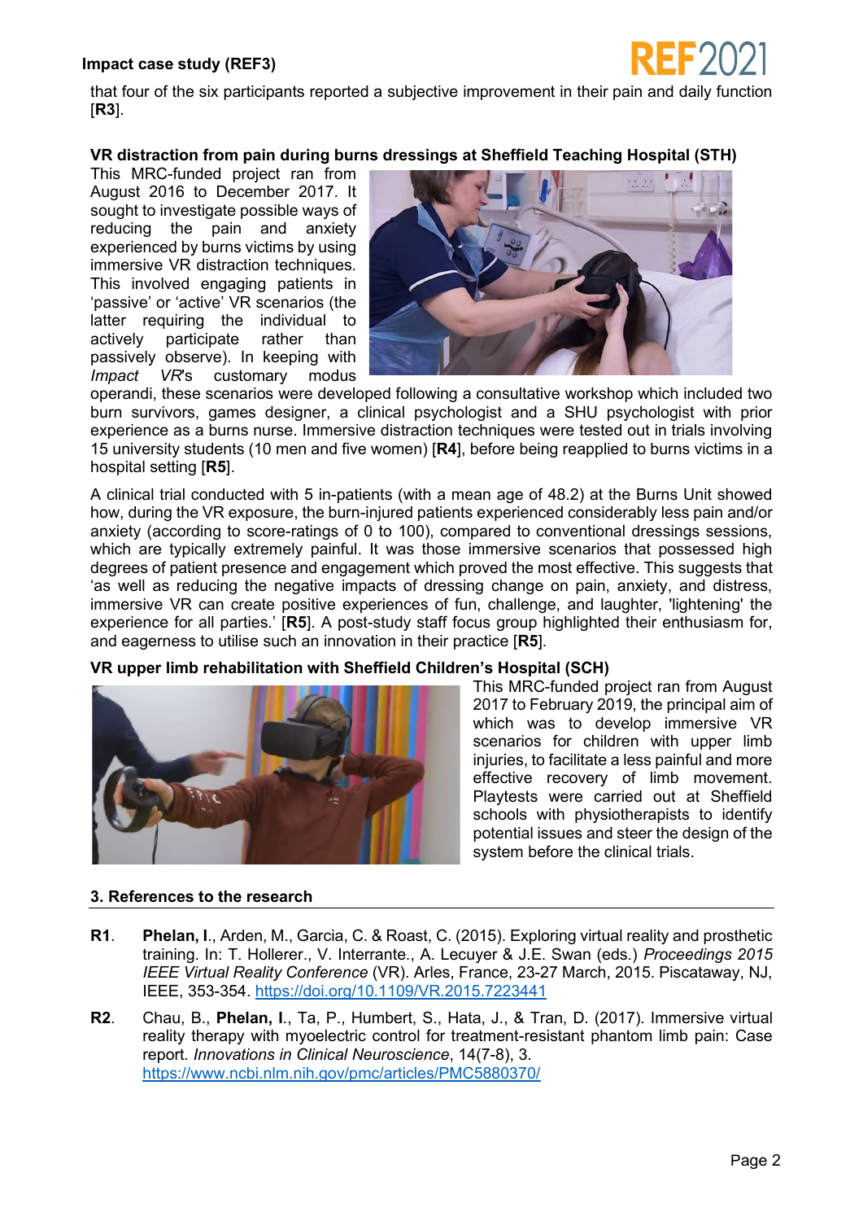that four of the six participants reported a subjective improvement in their pain and daily function [**R3**].

**VR distraction from pain during burns dressings at Sheffield Teaching Hospital (STH)**

This MRC-funded project ran from August 2016 to December 2017. It sought to investigate possible ways of reducing the pain and anxiety experienced by burns victims by using immersive VR distraction techniques. This involved engaging patients in 'passive' or 'active' VR scenarios (the latter requiring the individual to actively participate rather than passively observe). In keeping with *Impact VR*'s customary modus operandi, these scenarios were developed following a consultative workshop which included two burn survivors, games designer, a clinical psychologist and a SHU psychologist with prior experience as a burns nurse. Immersive distraction techniques were tested out in trials involving 15 university students (10 men and five women) [**R4**], before being reapplied to burns victims in a hospital setting [**R5**].

A clinical trial conducted with 5 in-patients (with a mean age of 48.2) at the Burns Unit showed how, during the VR exposure, the burn-injured patients experienced considerably less pain and/or anxiety (according to score-ratings of 0 to 100), compared to conventional dressings sessions, which are typically extremely painful. It was those immersive scenarios that possessed high degrees of patient presence and engagement which proved the most effective. This suggests that 'as well as reducing the negative impacts of dressing change on pain, anxiety, and distress, immersive VR can create positive experiences of fun, challenge, and laughter, 'lightening' the experience for all parties.' [**R5**]. A post-study staff focus group highlighted their enthusiasm for, and eagerness to utilise such an innovation in their practice [**R5**].

**VR upper limb rehabilitation with Sheffield Children's Hospital (SCH)**

This MRC-funded project ran from August 2017 to February 2019, the principal aim of which was to develop immersive VR scenarios for children with upper limb injuries, to facilitate a less painful and more effective recovery of limb movement. Playtests were carried out at Sheffield schools with physiotherapists to identify potential issues and steer the design of the system before the clinical trials.

### 3. References to the research

**R1**. **Phelan, I**., Arden, M., Garcia, C. & Roast, C. (2015). Exploring virtual reality and prosthetic training. In: T. Hollerer., V. Interrante., A. Lecuyer & J.E. Swan (eds.) *Proceedings 2015 IEEE Virtual Reality Conference* (VR). Arles, France, 23-27 March, 2015. Piscataway, NJ, IEEE, 353-354. https://doi.org/10.1109/VR.2015.7223441

**R2**. Chau, B., **Phelan, I**., Ta, P., Humbert, S., Hata, J., & Tran, D. (2017). Immersive virtual reality therapy with myoelectric control for treatment-resistant phantom limb pain: Case report. *Innovations in Clinical Neuroscience*, 14(7-8), 3. https://www.ncbi.nlm.nih.gov/pmc/articles/PMC5880370/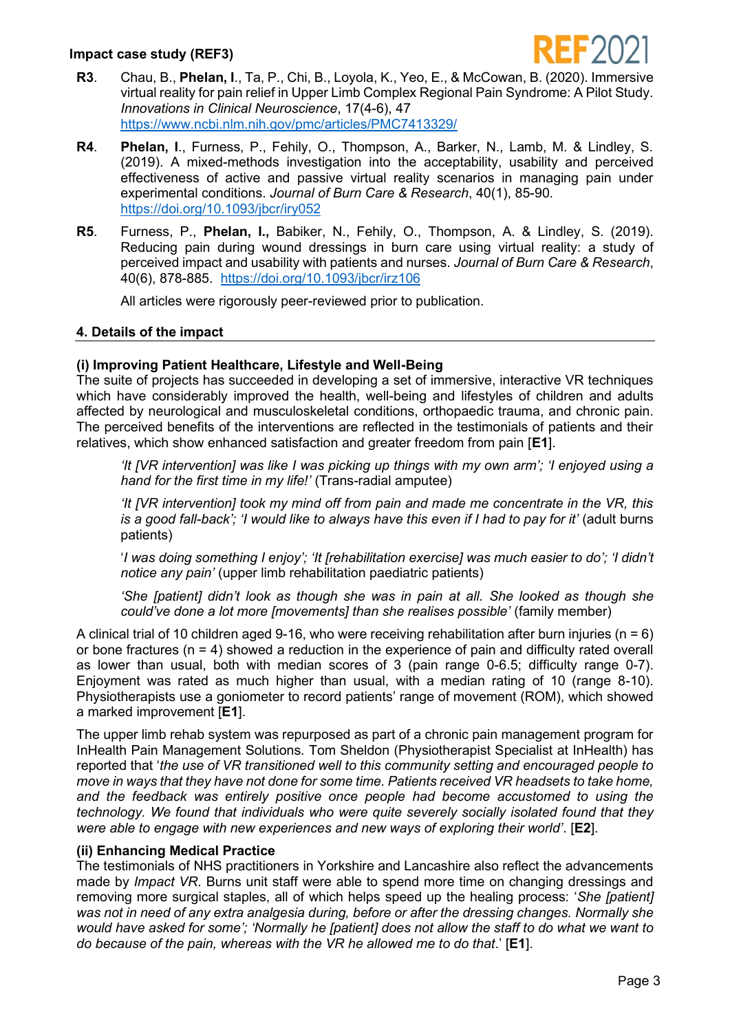**R3**. Chau, B., **Phelan, I**., Ta, P., Chi, B., Loyola, K., Yeo, E., & McCowan, B. (2020). Immersive virtual reality for pain relief in Upper Limb Complex Regional Pain Syndrome: A Pilot Study. *Innovations in Clinical Neuroscience*, 17(4-6), 47 https://www.ncbi.nlm.nih.gov/pmc/articles/PMC7413329/

**R4**. **Phelan, I**., Furness, P., Fehily, O., Thompson, A., Barker, N., Lamb, M. & Lindley, S. (2019). A mixed-methods investigation into the acceptability, usability and perceived effectiveness of active and passive virtual reality scenarios in managing pain under experimental conditions. *Journal of Burn Care & Research*, 40(1), 85-90. https://doi.org/10.1093/jbcr/iry052

**R5**. Furness, P., **Phelan, I.,** Babiker, N., Fehily, O., Thompson, A. & Lindley, S. (2019). Reducing pain during wound dressings in burn care using virtual reality: a study of perceived impact and usability with patients and nurses. *Journal of Burn Care & Research*, 40(6), 878-885. https://doi.org/10.1093/jbcr/irz106

All articles were rigorously peer-reviewed prior to publication.

## 4. Details of the impact

### (i) Improving Patient Healthcare, Lifestyle and Well-Being

The suite of projects has succeeded in developing a set of immersive, interactive VR techniques which have considerably improved the health, well-being and lifestyles of children and adults affected by neurological and musculoskeletal conditions, orthopaedic trauma, and chronic pain. The perceived benefits of the interventions are reflected in the testimonials of patients and their relatives, which show enhanced satisfaction and greater freedom from pain [**E1**].

> *'It [VR intervention] was like I was picking up things with my own arm'; 'I enjoyed using a hand for the first time in my life!'* (Trans-radial amputee)
>
> *'It [VR intervention] took my mind off from pain and made me concentrate in the VR, this is a good fall-back'; 'I would like to always have this even if I had to pay for it'* (adult burns patients)
>
> '*I was doing something I enjoy'; 'It [rehabilitation exercise] was much easier to do'; 'I didn't notice any pain'* (upper limb rehabilitation paediatric patients)
>
> *'She [patient] didn't look as though she was in pain at all. She looked as though she could've done a lot more [movements] than she realises possible'* (family member)

A clinical trial of 10 children aged 9-16, who were receiving rehabilitation after burn injuries (n = 6) or bone fractures (n = 4) showed a reduction in the experience of pain and difficulty rated overall as lower than usual, both with median scores of 3 (pain range 0-6.5; difficulty range 0-7). Enjoyment was rated as much higher than usual, with a median rating of 10 (range 8-10). Physiotherapists use a goniometer to record patients' range of movement (ROM), which showed a marked improvement [**E1**].

The upper limb rehab system was repurposed as part of a chronic pain management program for InHealth Pain Management Solutions. Tom Sheldon (Physiotherapist Specialist at InHealth) has reported that '*the use of VR transitioned well to this community setting and encouraged people to move in ways that they have not done for some time. Patients received VR headsets to take home, and the feedback was entirely positive once people had become accustomed to using the technology. We found that individuals who were quite severely socially isolated found that they were able to engage with new experiences and new ways of exploring their world*'. [**E2**].

### (ii) Enhancing Medical Practice

The testimonials of NHS practitioners in Yorkshire and Lancashire also reflect the advancements made by *Impact VR*. Burns unit staff were able to spend more time on changing dressings and removing more surgical staples, all of which helps speed up the healing process: '*She [patient] was not in need of any extra analgesia during, before or after the dressing changes. Normally she would have asked for some'; 'Normally he [patient] does not allow the staff to do what we want to do because of the pain, whereas with the VR he allowed me to do that*.' [**E1**].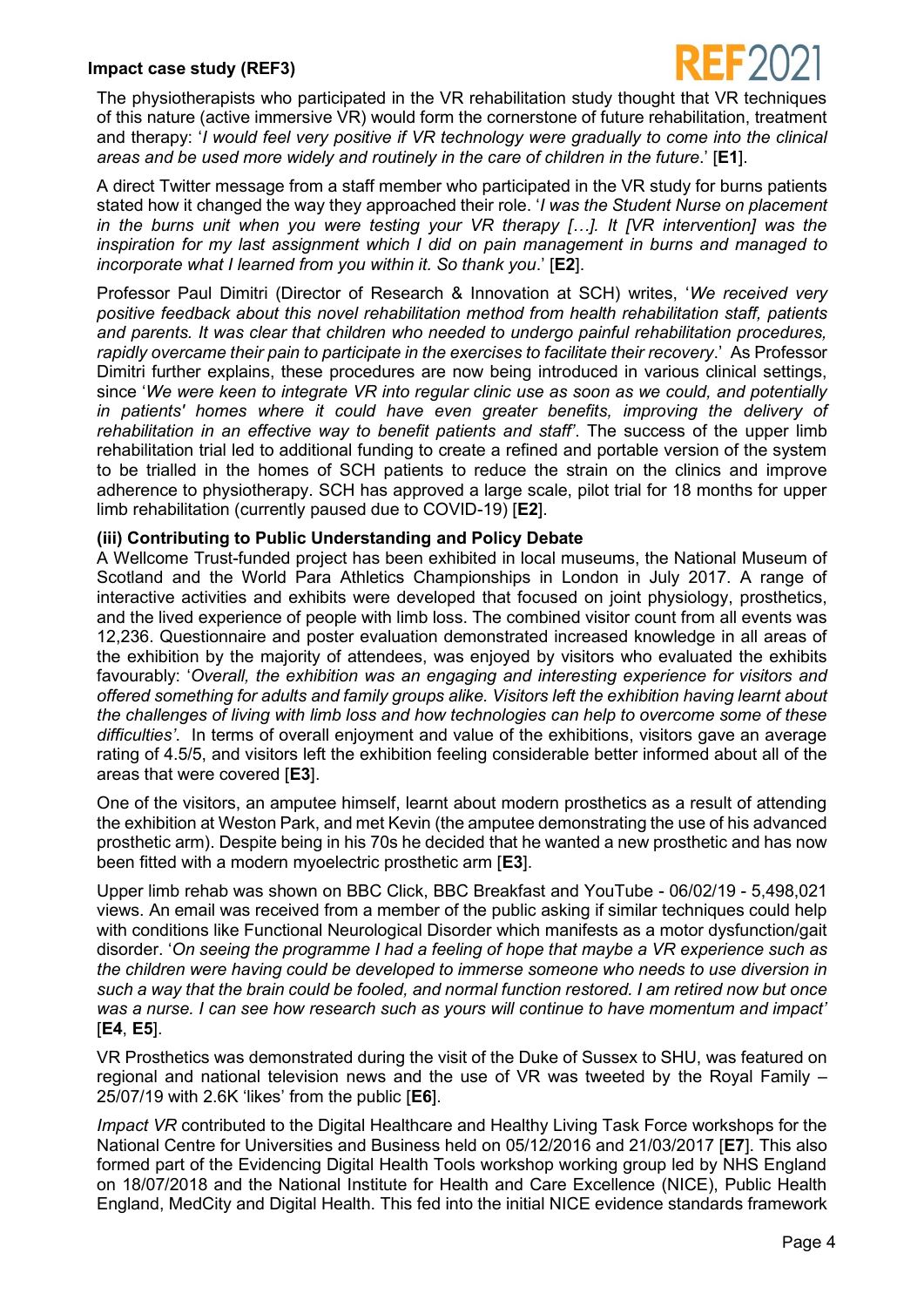The physiotherapists who participated in the VR rehabilitation study thought that VR techniques of this nature (active immersive VR) would form the cornerstone of future rehabilitation, treatment and therapy: '*I would feel very positive if VR technology were gradually to come into the clinical areas and be used more widely and routinely in the care of children in the future*.' [**E1**].

A direct Twitter message from a staff member who participated in the VR study for burns patients stated how it changed the way they approached their role. '*I was the Student Nurse on placement in the burns unit when you were testing your VR therapy […]. It [VR intervention] was the inspiration for my last assignment which I did on pain management in burns and managed to incorporate what I learned from you within it. So thank you*.' [**E2**].

Professor Paul Dimitri (Director of Research & Innovation at SCH) writes, '*We received very positive feedback about this novel rehabilitation method from health rehabilitation staff, patients and parents. It was clear that children who needed to undergo painful rehabilitation procedures, rapidly overcame their pain to participate in the exercises to facilitate their recovery*.' As Professor Dimitri further explains, these procedures are now being introduced in various clinical settings, since '*We were keen to integrate VR into regular clinic use as soon as we could, and potentially in patients' homes where it could have even greater benefits, improving the delivery of rehabilitation in an effective way to benefit patients and staff'*. The success of the upper limb rehabilitation trial led to additional funding to create a refined and portable version of the system to be trialled in the homes of SCH patients to reduce the strain on the clinics and improve adherence to physiotherapy. SCH has approved a large scale, pilot trial for 18 months for upper limb rehabilitation (currently paused due to COVID-19) [**E2**].

**(iii) Contributing to Public Understanding and Policy Debate**

A Wellcome Trust-funded project has been exhibited in local museums, the National Museum of Scotland and the World Para Athletics Championships in London in July 2017. A range of interactive activities and exhibits were developed that focused on joint physiology, prosthetics, and the lived experience of people with limb loss. The combined visitor count from all events was 12,236. Questionnaire and poster evaluation demonstrated increased knowledge in all areas of the exhibition by the majority of attendees, was enjoyed by visitors who evaluated the exhibits favourably: '*Overall, the exhibition was an engaging and interesting experience for visitors and offered something for adults and family groups alike. Visitors left the exhibition having learnt about the challenges of living with limb loss and how technologies can help to overcome some of these difficulties'*. In terms of overall enjoyment and value of the exhibitions, visitors gave an average rating of 4.5/5, and visitors left the exhibition feeling considerable better informed about all of the areas that were covered [**E3**].

One of the visitors, an amputee himself, learnt about modern prosthetics as a result of attending the exhibition at Weston Park, and met Kevin (the amputee demonstrating the use of his advanced prosthetic arm). Despite being in his 70s he decided that he wanted a new prosthetic and has now been fitted with a modern myoelectric prosthetic arm [**E3**].

Upper limb rehab was shown on BBC Click, BBC Breakfast and YouTube - 06/02/19 - 5,498,021 views. An email was received from a member of the public asking if similar techniques could help with conditions like Functional Neurological Disorder which manifests as a motor dysfunction/gait disorder. '*On seeing the programme I had a feeling of hope that maybe a VR experience such as the children were having could be developed to immerse someone who needs to use diversion in such a way that the brain could be fooled, and normal function restored. I am retired now but once was a nurse. I can see how research such as yours will continue to have momentum and impact'* [**E4**, **E5**].

VR Prosthetics was demonstrated during the visit of the Duke of Sussex to SHU, was featured on regional and national television news and the use of VR was tweeted by the Royal Family – 25/07/19 with 2.6K 'likes' from the public [**E6**].

*Impact VR* contributed to the Digital Healthcare and Healthy Living Task Force workshops for the National Centre for Universities and Business held on 05/12/2016 and 21/03/2017 [**E7**]. This also formed part of the Evidencing Digital Health Tools workshop working group led by NHS England on 18/07/2018 and the National Institute for Health and Care Excellence (NICE), Public Health England, MedCity and Digital Health. This fed into the initial NICE evidence standards framework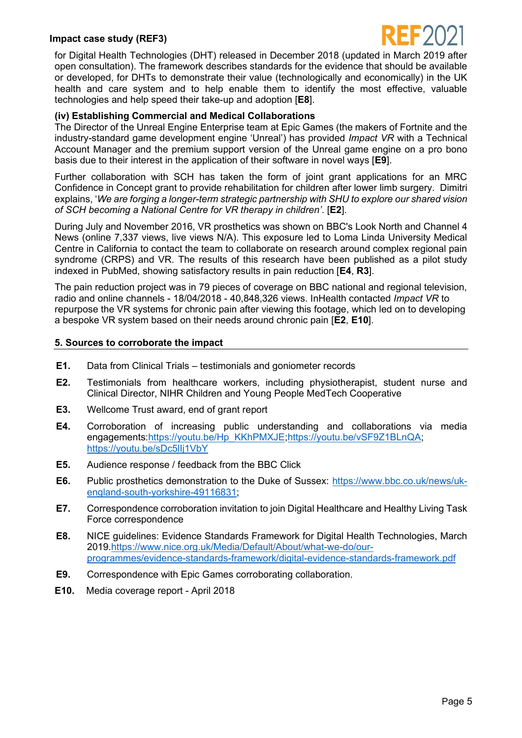for Digital Health Technologies (DHT) released in December 2018 (updated in March 2019 after open consultation). The framework describes standards for the evidence that should be available or developed, for DHTs to demonstrate their value (technologically and economically) in the UK health and care system and to help enable them to identify the most effective, valuable technologies and help speed their take-up and adoption [**E8**].

**(iv) Establishing Commercial and Medical Collaborations**

The Director of the Unreal Engine Enterprise team at Epic Games (the makers of Fortnite and the industry-standard game development engine 'Unreal') has provided *Impact VR* with a Technical Account Manager and the premium support version of the Unreal game engine on a pro bono basis due to their interest in the application of their software in novel ways [**E9**].

Further collaboration with SCH has taken the form of joint grant applications for an MRC Confidence in Concept grant to provide rehabilitation for children after lower limb surgery. Dimitri explains, '*We are forging a longer-term strategic partnership with SHU to explore our shared vision of SCH becoming a National Centre for VR therapy in children'*. [**E2**].

During July and November 2016, VR prosthetics was shown on BBC's Look North and Channel 4 News (online 7,337 views, live views N/A). This exposure led to Loma Linda University Medical Centre in California to contact the team to collaborate on research around complex regional pain syndrome (CRPS) and VR. The results of this research have been published as a pilot study indexed in PubMed, showing satisfactory results in pain reduction [**E4**, **R3**].

The pain reduction project was in 79 pieces of coverage on BBC national and regional television, radio and online channels - 18/04/2018 - 40,848,326 views. InHealth contacted *Impact VR* to repurpose the VR systems for chronic pain after viewing this footage, which led on to developing a bespoke VR system based on their needs around chronic pain [**E2**, **E10**].

## 5. Sources to corroborate the impact

- **E1.** Data from Clinical Trials – testimonials and goniometer records
- **E2.** Testimonials from healthcare workers, including physiotherapist, student nurse and Clinical Director, NIHR Children and Young People MedTech Cooperative
- **E3.** Wellcome Trust award, end of grant report
- **E4.** Corroboration of increasing public understanding and collaborations via media engagements:https://youtu.be/Hp_KKhPMXJE;https://youtu.be/vSF9Z1BLnQA; https://youtu.be/sDc5llj1VbY
- **E5.** Audience response / feedback from the BBC Click
- **E6.** Public prosthetics demonstration to the Duke of Sussex: https://www.bbc.co.uk/news/uk-england-south-yorkshire-49116831;
- **E7.** Correspondence corroboration invitation to join Digital Healthcare and Healthy Living Task Force correspondence
- **E8.** NICE guidelines: Evidence Standards Framework for Digital Health Technologies, March 2019.https://www.nice.org.uk/Media/Default/About/what-we-do/our-programmes/evidence-standards-framework/digital-evidence-standards-framework.pdf
- **E9.** Correspondence with Epic Games corroborating collaboration.
- **E10.** Media coverage report - April 2018